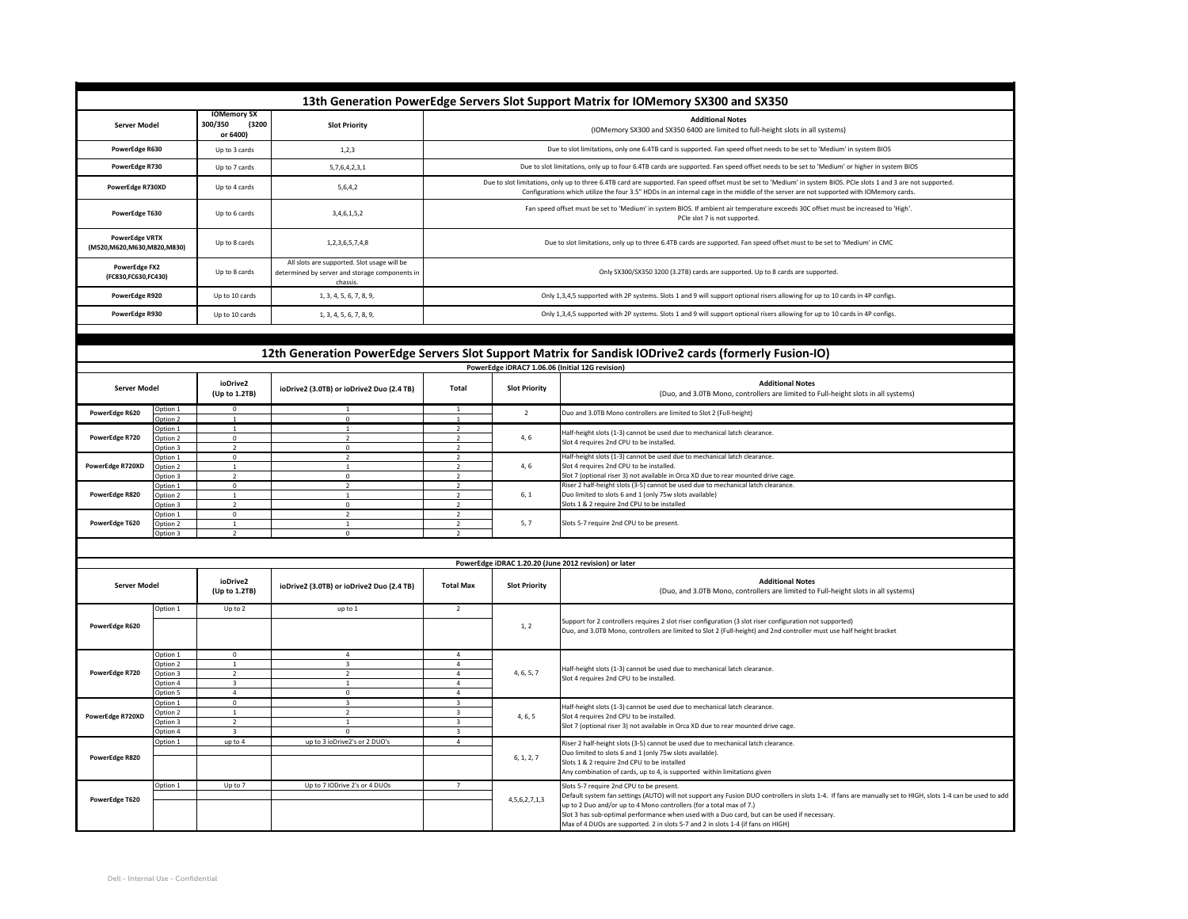## 13th Generation PowerEdge Servers Slot Support Matrix for IOMemory SX300 and SX350

| Server Model | IOMemory SX 300/350 (3200 or 6400) | Slot Priority | Additional Notes (IOMemory SX300 and SX350 6400 are limited to full-height slots in all systems) |
|---|---|---|---|
| PowerEdge R630 | Up to 3 cards | 1,2,3 | Due to slot limitations, only one 6.4TB card is supported. Fan speed offset needs to be set to 'Medium' in system BIOS |
| PowerEdge R730 | Up to 7 cards | 5,7,6,4,2,3,1 | Due to slot limitations, only up to four 6.4TB cards are supported. Fan speed offset needs to be set to 'Medium' or higher in system BIOS |
| PowerEdge R730XD | Up to 4 cards | 5,6,4,2 | Due to slot limitations, only up to three 6.4TB card are supported. Fan speed offset must be set to 'Medium' in system BIOS. PCIe slots 1 and 3 are not supported. Configurations which utilize the four 3.5" HDDs in an internal cage in the middle of the server are not supported with IOMemory cards. |
| PowerEdge T630 | Up to 6 cards | 3,4,6,1,5,2 | Fan speed offset must be set to 'Medium' in system BIOS. If ambient air temperature exceeds 30C offset must be increased to 'High'. PCIe slot 7 is not supported. |
| PowerEdge VRTX (M520,M620,M630,M820,M830) | Up to 8 cards | 1,2,3,6,5,7,4,8 | Due to slot limitations, only up to three 6.4TB cards are supported. Fan speed offset must to be set to 'Medium' in CMC |
| PowerEdge FX2 (FC830,FC630,FC430) | Up to 8 cards | All slots are supported. Slot usage will be determined by server and storage components in chassis. | Only SX300/SX350 3200 (3.2TB) cards are supported. Up to 8 cards are supported. |
| PowerEdge R920 | Up to 10 cards | 1, 3, 4, 5, 6, 7, 8, 9, | Only 1,3,4,5 supported with 2P systems. Slots 1 and 9 will support optional risers allowing for up to 10 cards in 4P configs. |
| PowerEdge R930 | Up to 10 cards | 1, 3, 4, 5, 6, 7, 8, 9, | Only 1,3,4,5 supported with 2P systems. Slots 1 and 9 will support optional risers allowing for up to 10 cards in 4P configs. |

## 12th Generation PowerEdge Servers Slot Support Matrix for Sandisk IODrive2 cards (formerly Fusion-IO)

**PowerEdge iDRAC7 1.06.06 (Initial 12G revision)**

| Server Model | | ioDrive2 (Up to 1.2TB) | ioDrive2 (3.0TB) or ioDrive2 Duo (2.4 TB) | Total | Slot Priority | Additional Notes (Duo, and 3.0TB Mono, controllers are limited to Full-height slots in all systems) |
|---|---|---|---|---|---|---|
| PowerEdge R620 | Option 1 | 0 | 1 | 1 | 2 | Duo and 3.0TB Mono controllers are limited to Slot 2 (Full-height) |
| | Option 2 | 1 | 0 | 1 | | |
| PowerEdge R720 | Option 1 | 1 | 1 | 2 | 4, 6 | Half-height slots (1-3) cannot be used due to mechanical latch clearance. Slot 4 requires 2nd CPU to be installed. |
| | Option 2 | 0 | 2 | 2 | | |
| | Option 3 | 2 | 0 | 2 | | |
| PowerEdge R720XD | Option 1 | 0 | 2 | 2 | 4, 6 | Half-height slots (1-3) cannot be used due to mechanical latch clearance. Slot 4 requires 2nd CPU to be installed. Slot 7 (optional riser 3) not available in Orca XD due to rear mounted drive cage. |
| | Option 2 | 1 | 1 | 2 | | |
| | Option 3 | 2 | 0 | 2 | | |
| PowerEdge R820 | Option 1 | 0 | 2 | 2 | 6, 1 | Riser 2 half-height slots (3-5) cannot be used due to mechanical latch clearance. Duo limited to slots 6 and 1 (only 75w slots available) Slots 1 & 2 require 2nd CPU to be installed |
| | Option 2 | 1 | 1 | 2 | | |
| | Option 3 | 2 | 0 | 2 | | |
| PowerEdge T620 | Option 1 | 0 | 2 | 2 | 5, 7 | Slots 5-7 require 2nd CPU to be present. |
| | Option 2 | 1 | 1 | 2 | | |
| | Option 3 | 2 | 0 | 2 | | |

**PowerEdge iDRAC 1.20.20 (June 2012 revision) or later**

| Server Model | | ioDrive2 (Up to 1.2TB) | ioDrive2 (3.0TB) or ioDrive2 Duo (2.4 TB) | Total Max | Slot Priority | Additional Notes (Duo, and 3.0TB Mono, controllers are limited to Full-height slots in all systems) |
|---|---|---|---|---|---|---|
| PowerEdge R620 | Option 1 | Up to 2 | up to 1 | 2 | 1, 2 | Support for 2 controllers requires 2 slot riser configuration (3 slot riser configuration not supported) Duo, and 3.0TB Mono, controllers are limited to Slot 2 (Full-height) and 2nd controller must use half height bracket |
| PowerEdge R720 | Option 1 | 0 | 4 | 4 | 4, 6, 5, 7 | Half-height slots (1-3) cannot be used due to mechanical latch clearance. Slot 4 requires 2nd CPU to be installed. |
| | Option 2 | 1 | 3 | 4 | | |
| | Option 3 | 2 | 2 | 4 | | |
| | Option 4 | 3 | 1 | 4 | | |
| | Option 5 | 4 | 0 | 4 | | |
| PowerEdge R720XD | Option 1 | 0 | 3 | 3 | 4, 6, 5 | Half-height slots (1-3) cannot be used due to mechanical latch clearance. Slot 4 requires 2nd CPU to be installed. Slot 7 (optional riser 3) not available in Orca XD due to rear mounted drive cage. |
| | Option 2 | 1 | 2 | 3 | | |
| | Option 3 | 2 | 1 | 3 | | |
| | Option 4 | 3 | 0 | 3 | | |
| PowerEdge R820 | Option 1 | up to 4 | up to 3 ioDrive2's or 2 DUO's | 4 | 6, 1, 2, 7 | Riser 2 half-height slots (3-5) cannot be used due to mechanical latch clearance. Duo limited to slots 6 and 1 (only 75w slots available). Slots 1 & 2 require 2nd CPU to be installed Any combination of cards, up to 4, is supported within limitations given |
| PowerEdge T620 | Option 1 | Up to 7 | Up to 7 IODrive 2's or 4 DUOs | 7 | 4,5,6,2,7,1,3 | Slots 5-7 require 2nd CPU to be present. Default system fan settings (AUTO) will not support any Fusion DUO controllers in slots 1-4. If fans are manually set to HIGH, slots 1-4 can be used to add up to 2 Duo and/or up to 4 Mono controllers (for a total max of 7.) Slot 3 has sub-optimal performance when used with a Duo card, but can be used if necessary. Max of 4 DUOs are supported. 2 in slots 5-7 and 2 in slots 1-4 (if fans on HIGH) |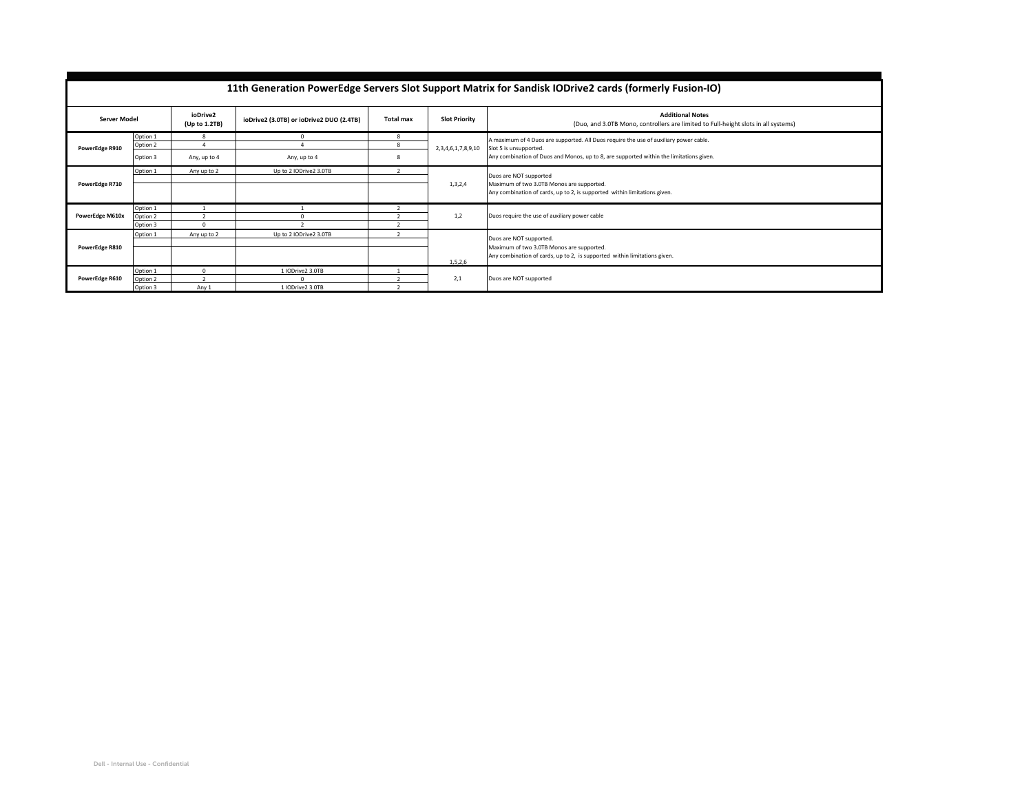# 11th Generation PowerEdge Servers Slot Support Matrix for Sandisk IODrive2 cards (formerly Fusion-IO)

| Server Model | | ioDrive2 (Up to 1.2TB) | ioDrive2 (3.0TB) or ioDrive2 DUO (2.4TB) | Total max | Slot Priority | Additional Notes (Duo, and 3.0TB Mono, controllers are limited to Full-height slots in all systems) |
|---|---|---|---|---|---|---|
| PowerEdge R910 | Option 1 | 8 | 0 | 8 | 2,3,4,6,1,7,8,9,10 | A maximum of 4 Duos are supported. All Duos require the use of auxiliary power cable. Slot 5 is unsupported. Any combination of Duos and Monos, up to 8, are supported within the limitations given. |
| | Option 2 | 4 | 4 | 8 | | |
| | Option 3 | Any, up to 4 | Any, up to 4 | 8 | | |
| PowerEdge R710 | Option 1 | Any up to 2 | Up to 2 IODrive2 3.0TB | 2 | 1,3,2,4 | Duos are NOT supported Maximum of two 3.0TB Monos are supported. Any combination of cards, up to 2, is supported within limitations given. |
| PowerEdge M610x | Option 1 | 1 | 1 | 2 | 1,2 | Duos require the use of auxiliary power cable |
| | Option 2 | 2 | 0 | 2 | | |
| | Option 3 | 0 | 2 | 2 | | |
| PowerEdge R810 | Option 1 | Any up to 2 | Up to 2 IODrive2 3.0TB | 2 | 1,5,2,6 | Duos are NOT supported. Maximum of two 3.0TB Monos are supported. Any combination of cards, up to 2, is supported within limitations given. |
| PowerEdge R610 | Option 1 | 0 | 1 IODrive2 3.0TB | 1 | 2,1 | Duos are NOT supported |
| | Option 2 | 2 | 0 | 2 | | |
| | Option 3 | Any 1 | 1 IODrive2 3.0TB | 2 | | |